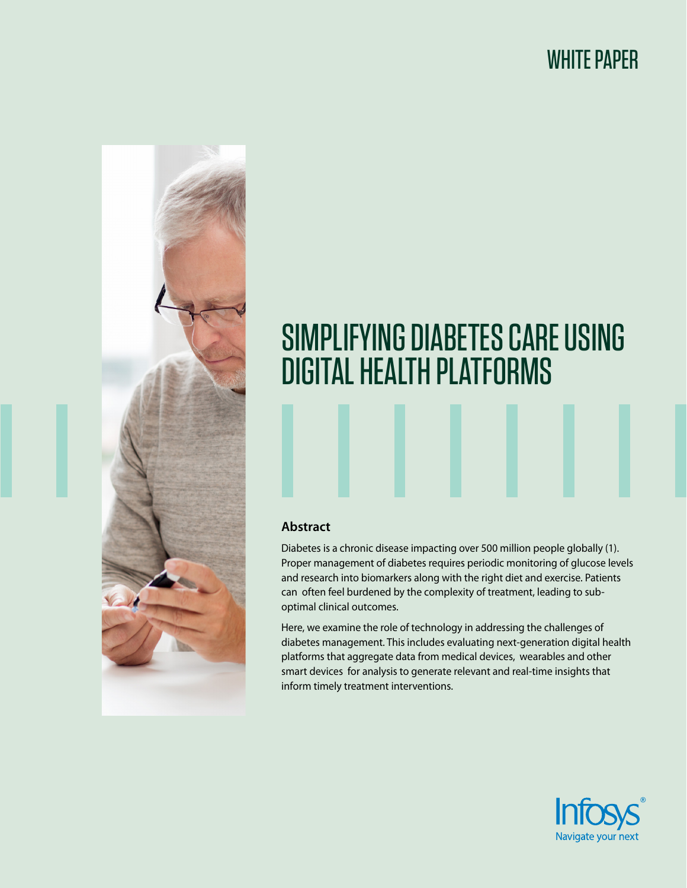WHITE PAPER

# SIMPLIFYING DIABETES CARE USING DIGITAL HEALTH PLATFORMS

## Abstract

Diabetes is a chronic disease impacting over 500 million people globally (1). Proper management of diabetes requires periodic monitoring of glucose levels and research into biomarkers along with the right diet and exercise. Patients can often feel burdened by the complexity of treatment, leading to sub-optimal clinical outcomes.

Here, we examine the role of technology in addressing the challenges of diabetes management. This includes evaluating next-generation digital health platforms that aggregate data from medical devices, wearables and other smart devices for analysis to generate relevant and real-time insights that inform timely treatment interventions.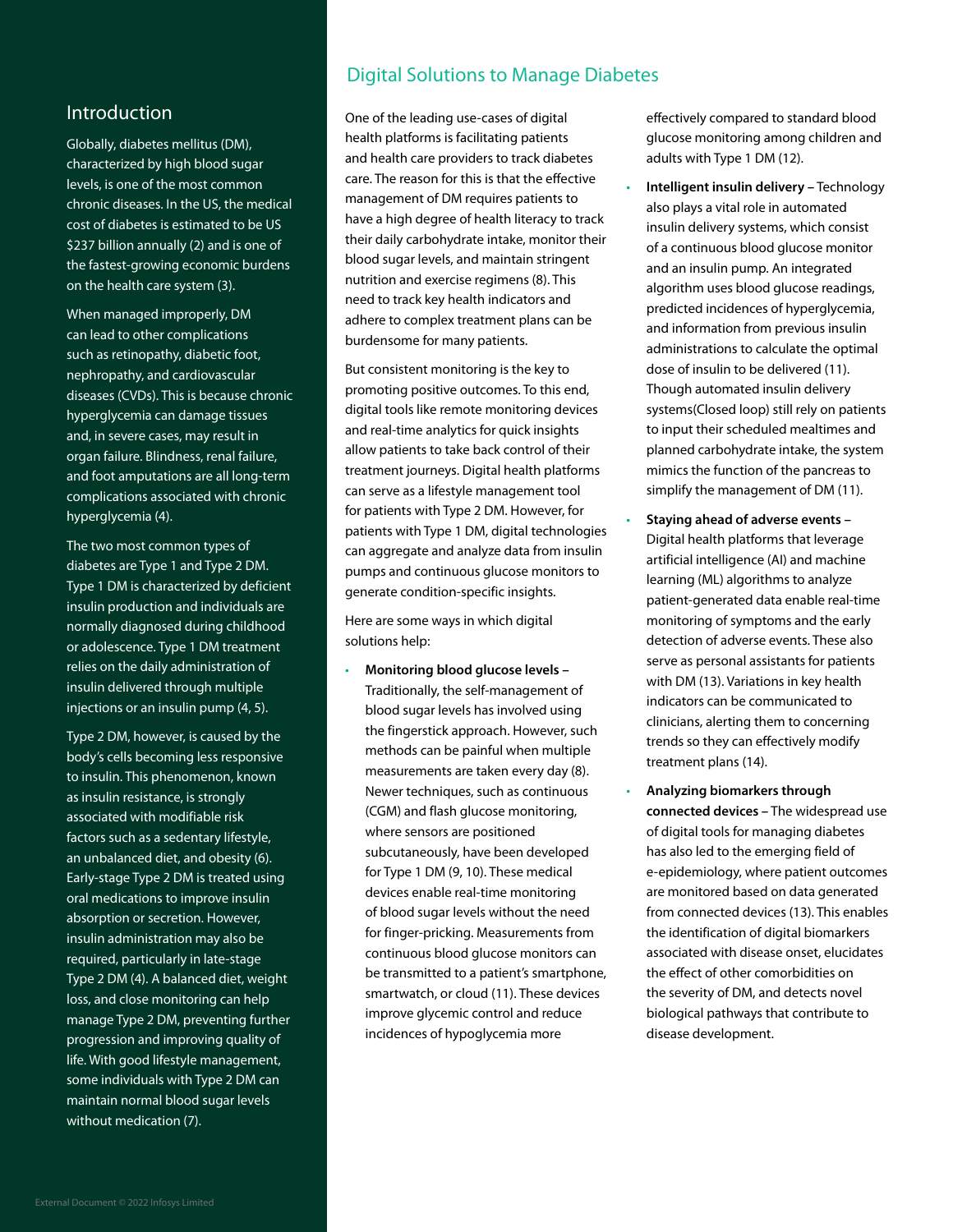## Introduction

Globally, diabetes mellitus (DM), characterized by high blood sugar levels, is one of the most common chronic diseases. In the US, the medical cost of diabetes is estimated to be US $237 billion annually (2) and is one of the fastest-growing economic burdens on the health care system (3).

When managed improperly, DM can lead to other complications such as retinopathy, diabetic foot, nephropathy, and cardiovascular diseases (CVDs). This is because chronic hyperglycemia can damage tissues and, in severe cases, may result in organ failure. Blindness, renal failure, and foot amputations are all long-term complications associated with chronic hyperglycemia (4).

The two most common types of diabetes are Type 1 and Type 2 DM. Type 1 DM is characterized by deficient insulin production and individuals are normally diagnosed during childhood or adolescence. Type 1 DM treatment relies on the daily administration of insulin delivered through multiple injections or an insulin pump (4, 5).

Type 2 DM, however, is caused by the body's cells becoming less responsive to insulin. This phenomenon, known as insulin resistance, is strongly associated with modifiable risk factors such as a sedentary lifestyle, an unbalanced diet, and obesity (6). Early-stage Type 2 DM is treated using oral medications to improve insulin absorption or secretion. However, insulin administration may also be required, particularly in late-stage Type 2 DM (4). A balanced diet, weight loss, and close monitoring can help manage Type 2 DM, preventing further progression and improving quality of life. With good lifestyle management, some individuals with Type 2 DM can maintain normal blood sugar levels without medication (7).

## Digital Solutions to Manage Diabetes

One of the leading use-cases of digital health platforms is facilitating patients and health care providers to track diabetes care. The reason for this is that the effective management of DM requires patients to have a high degree of health literacy to track their daily carbohydrate intake, monitor their blood sugar levels, and maintain stringent nutrition and exercise regimens (8). This need to track key health indicators and adhere to complex treatment plans can be burdensome for many patients.

But consistent monitoring is the key to promoting positive outcomes. To this end, digital tools like remote monitoring devices and real-time analytics for quick insights allow patients to take back control of their treatment journeys. Digital health platforms can serve as a lifestyle management tool for patients with Type 2 DM. However, for patients with Type 1 DM, digital technologies can aggregate and analyze data from insulin pumps and continuous glucose monitors to generate condition-specific insights.

Here are some ways in which digital solutions help:

- **Monitoring blood glucose levels –** Traditionally, the self-management of blood sugar levels has involved using the fingerstick approach. However, such methods can be painful when multiple measurements are taken every day (8). Newer techniques, such as continuous (CGM) and flash glucose monitoring, where sensors are positioned subcutaneously, have been developed for Type 1 DM (9, 10). These medical devices enable real-time monitoring of blood sugar levels without the need for finger-pricking. Measurements from continuous blood glucose monitors can be transmitted to a patient's smartphone, smartwatch, or cloud (11). These devices improve glycemic control and reduce incidences of hypoglycemia more effectively compared to standard blood glucose monitoring among children and adults with Type 1 DM (12).
- **Intelligent insulin delivery –** Technology also plays a vital role in automated insulin delivery systems, which consist of a continuous blood glucose monitor and an insulin pump. An integrated algorithm uses blood glucose readings, predicted incidences of hyperglycemia, and information from previous insulin administrations to calculate the optimal dose of insulin to be delivered (11). Though automated insulin delivery systems(Closed loop) still rely on patients to input their scheduled mealtimes and planned carbohydrate intake, the system mimics the function of the pancreas to simplify the management of DM (11).
- **Staying ahead of adverse events –** Digital health platforms that leverage artificial intelligence (AI) and machine learning (ML) algorithms to analyze patient-generated data enable real-time monitoring of symptoms and the early detection of adverse events. These also serve as personal assistants for patients with DM (13). Variations in key health indicators can be communicated to clinicians, alerting them to concerning trends so they can effectively modify treatment plans (14).
- **Analyzing biomarkers through connected devices –** The widespread use of digital tools for managing diabetes has also led to the emerging field of e-epidemiology, where patient outcomes are monitored based on data generated from connected devices (13). This enables the identification of digital biomarkers associated with disease onset, elucidates the effect of other comorbidities on the severity of DM, and detects novel biological pathways that contribute to disease development.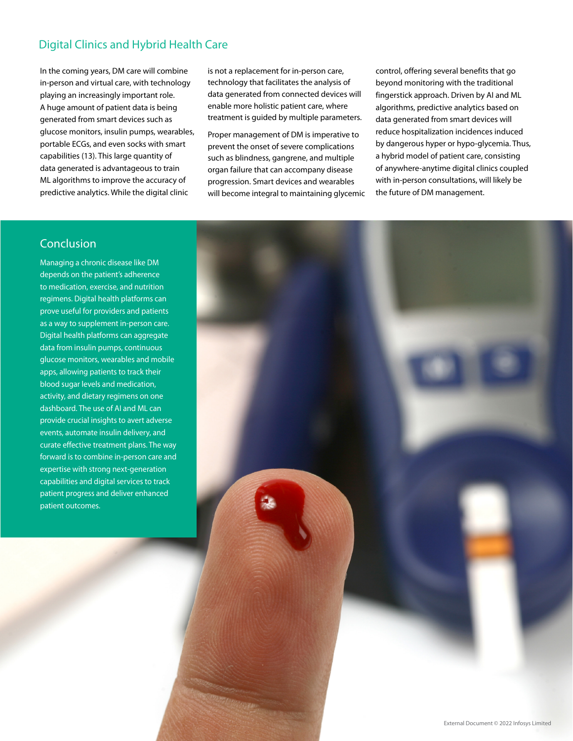## Digital Clinics and Hybrid Health Care

In the coming years, DM care will combine in-person and virtual care, with technology playing an increasingly important role. A huge amount of patient data is being generated from smart devices such as glucose monitors, insulin pumps, wearables, portable ECGs, and even socks with smart capabilities (13). This large quantity of data generated is advantageous to train ML algorithms to improve the accuracy of predictive analytics. While the digital clinic is not a replacement for in-person care, technology that facilitates the analysis of data generated from connected devices will enable more holistic patient care, where treatment is guided by multiple parameters.

Proper management of DM is imperative to prevent the onset of severe complications such as blindness, gangrene, and multiple organ failure that can accompany disease progression. Smart devices and wearables will become integral to maintaining glycemic control, offering several benefits that go beyond monitoring with the traditional fingerstick approach. Driven by AI and ML algorithms, predictive analytics based on data generated from smart devices will reduce hospitalization incidences induced by dangerous hyper or hypo-glycemia. Thus, a hybrid model of patient care, consisting of anywhere-anytime digital clinics coupled with in-person consultations, will likely be the future of DM management.

## Conclusion

Managing a chronic disease like DM depends on the patient's adherence to medication, exercise, and nutrition regimens. Digital health platforms can prove useful for providers and patients as a way to supplement in-person care. Digital health platforms can aggregate data from insulin pumps, continuous glucose monitors, wearables and mobile apps, allowing patients to track their blood sugar levels and medication, activity, and dietary regimens on one dashboard. The use of AI and ML can provide crucial insights to avert adverse events, automate insulin delivery, and curate effective treatment plans. The way forward is to combine in-person care and expertise with strong next-generation capabilities and digital services to track patient progress and deliver enhanced patient outcomes.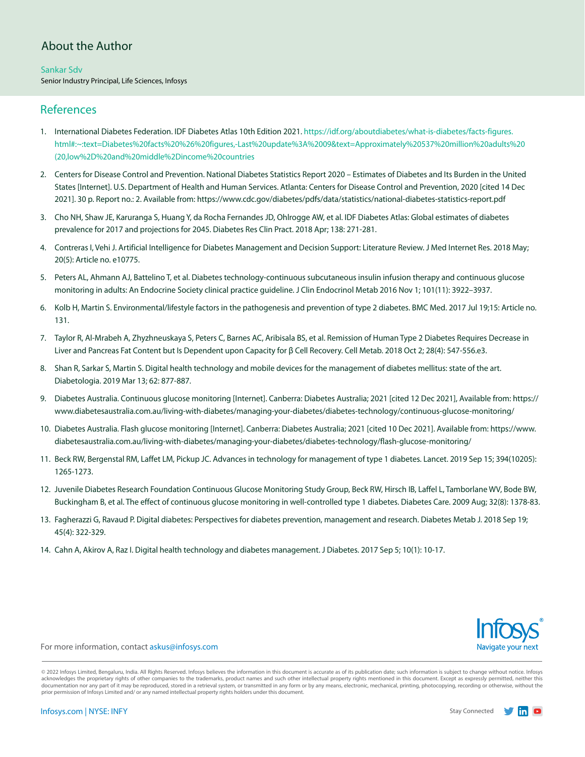## About the Author

Sankar Sdv
Senior Industry Principal, Life Sciences, Infosys

## References

1. International Diabetes Federation. IDF Diabetes Atlas 10th Edition 2021. https://idf.org/aboutdiabetes/what-is-diabetes/facts-figures.html#:~:text=Diabetes%20facts%20%26%20figures,-Last%20update%3A%2009&text=Approximately%20537%20million%20adults%20(20,low%2D%20and%20middle%2Dincome%20countries
2. Centers for Disease Control and Prevention. National Diabetes Statistics Report 2020 – Estimates of Diabetes and Its Burden in the United States [Internet]. U.S. Department of Health and Human Services. Atlanta: Centers for Disease Control and Prevention, 2020 [cited 14 Dec 2021]. 30 p. Report no.: 2. Available from: https://www.cdc.gov/diabetes/pdfs/data/statistics/national-diabetes-statistics-report.pdf
3. Cho NH, Shaw JE, Karuranga S, Huang Y, da Rocha Fernandes JD, Ohlrogge AW, et al. IDF Diabetes Atlas: Global estimates of diabetes prevalence for 2017 and projections for 2045. Diabetes Res Clin Pract. 2018 Apr; 138: 271-281.
4. Contreras I, Vehi J. Artificial Intelligence for Diabetes Management and Decision Support: Literature Review. J Med Internet Res. 2018 May; 20(5): Article no. e10775.
5. Peters AL, Ahmann AJ, Battelino T, et al. Diabetes technology-continuous subcutaneous insulin infusion therapy and continuous glucose monitoring in adults: An Endocrine Society clinical practice guideline. J Clin Endocrinol Metab 2016 Nov 1; 101(11): 3922–3937.
6. Kolb H, Martin S. Environmental/lifestyle factors in the pathogenesis and prevention of type 2 diabetes. BMC Med. 2017 Jul 19;15: Article no. 131.
7. Taylor R, Al-Mrabeh A, Zhyzhneuskaya S, Peters C, Barnes AC, Aribisala BS, et al. Remission of Human Type 2 Diabetes Requires Decrease in Liver and Pancreas Fat Content but Is Dependent upon Capacity for β Cell Recovery. Cell Metab. 2018 Oct 2; 28(4): 547-556.e3.
8. Shan R, Sarkar S, Martin S. Digital health technology and mobile devices for the management of diabetes mellitus: state of the art. Diabetologia. 2019 Mar 13; 62: 877-887.
9. Diabetes Australia. Continuous glucose monitoring [Internet]. Canberra: Diabetes Australia; 2021 [cited 12 Dec 2021], Available from: https://www.diabetesaustralia.com.au/living-with-diabetes/managing-your-diabetes/diabetes-technology/continuous-glucose-monitoring/
10. Diabetes Australia. Flash glucose monitoring [Internet]. Canberra: Diabetes Australia; 2021 [cited 10 Dec 2021]. Available from: https://www.diabetesaustralia.com.au/living-with-diabetes/managing-your-diabetes/diabetes-technology/flash-glucose-monitoring/
11. Beck RW, Bergenstal RM, Laffet LM, Pickup JC. Advances in technology for management of type 1 diabetes. Lancet. 2019 Sep 15; 394(10205): 1265-1273.
12. Juvenile Diabetes Research Foundation Continuous Glucose Monitoring Study Group, Beck RW, Hirsch IB, Laffel L, Tamborlane WV, Bode BW, Buckingham B, et al. The effect of continuous glucose monitoring in well-controlled type 1 diabetes. Diabetes Care. 2009 Aug; 32(8): 1378-83.
13. Fagherazzi G, Ravaud P. Digital diabetes: Perspectives for diabetes prevention, management and research. Diabetes Metab J. 2018 Sep 19; 45(4): 322-329.
14. Cahn A, Akirov A, Raz I. Digital health technology and diabetes management. J Diabetes. 2017 Sep 5; 10(1): 10-17.

For more information, contact askus@infosys.com

Infosys
Navigate your next

© 2022 Infosys Limited, Bengaluru, India. All Rights Reserved. Infosys believes the information in this document is accurate as of its publication date; such information is subject to change without notice. Infosys acknowledges the proprietary rights of other companies to the trademarks, product names and such other intellectual property rights mentioned in this document. Except as expressly permitted, neither this documentation nor any part of it may be reproduced, stored in a retrieval system, or transmitted in any form or by any means, electronic, mechanical, printing, photocopying, recording or otherwise, without the prior permission of Infosys Limited and/ or any named intellectual property rights holders under this document.

Infosys.com | NYSE: INFY

Stay Connected